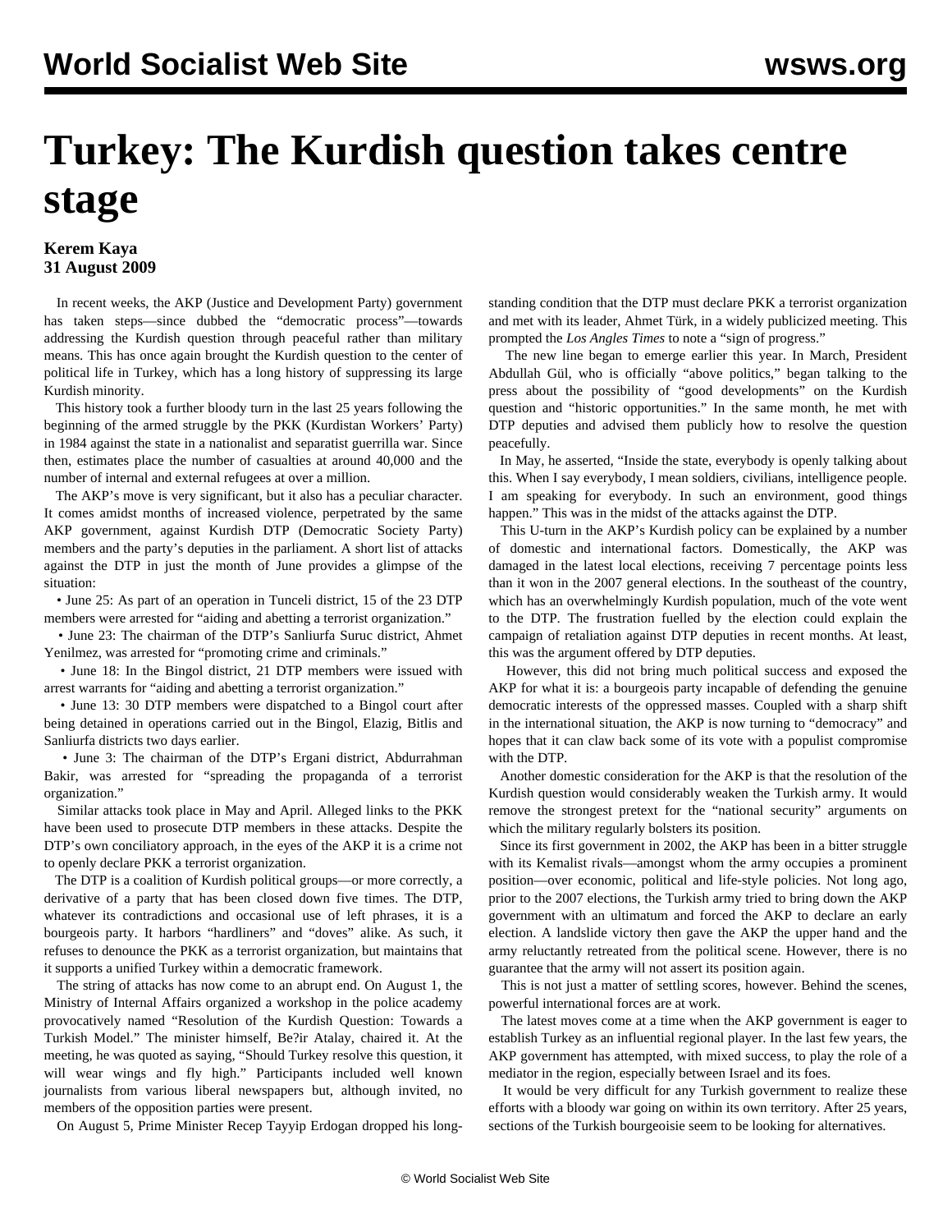# Turkey: The Kurdish question takes centre stage

**Kerem Kaya**
**31 August 2009**

In recent weeks, the AKP (Justice and Development Party) government has taken steps—since dubbed the "democratic process"—towards addressing the Kurdish question through peaceful rather than military means. This has once again brought the Kurdish question to the center of political life in Turkey, which has a long history of suppressing its large Kurdish minority.

This history took a further bloody turn in the last 25 years following the beginning of the armed struggle by the PKK (Kurdistan Workers' Party) in 1984 against the state in a nationalist and separatist guerrilla war. Since then, estimates place the number of casualties at around 40,000 and the number of internal and external refugees at over a million.

The AKP's move is very significant, but it also has a peculiar character. It comes amidst months of increased violence, perpetrated by the same AKP government, against Kurdish DTP (Democratic Society Party) members and the party's deputies in the parliament. A short list of attacks against the DTP in just the month of June provides a glimpse of the situation:

• June 25: As part of an operation in Tunceli district, 15 of the 23 DTP members were arrested for "aiding and abetting a terrorist organization."

• June 23: The chairman of the DTP's Sanliurfa Suruc district, Ahmet Yenilmez, was arrested for "promoting crime and criminals."

• June 18: In the Bingol district, 21 DTP members were issued with arrest warrants for "aiding and abetting a terrorist organization."

• June 13: 30 DTP members were dispatched to a Bingol court after being detained in operations carried out in the Bingol, Elazig, Bitlis and Sanliurfa districts two days earlier.

• June 3: The chairman of the DTP's Ergani district, Abdurrahman Bakir, was arrested for "spreading the propaganda of a terrorist organization."

Similar attacks took place in May and April. Alleged links to the PKK have been used to prosecute DTP members in these attacks. Despite the DTP's own conciliatory approach, in the eyes of the AKP it is a crime not to openly declare PKK a terrorist organization.

The DTP is a coalition of Kurdish political groups—or more correctly, a derivative of a party that has been closed down five times. The DTP, whatever its contradictions and occasional use of left phrases, it is a bourgeois party. It harbors "hardliners" and "doves" alike. As such, it refuses to denounce the PKK as a terrorist organization, but maintains that it supports a unified Turkey within a democratic framework.

The string of attacks has now come to an abrupt end. On August 1, the Ministry of Internal Affairs organized a workshop in the police academy provocatively named "Resolution of the Kurdish Question: Towards a Turkish Model." The minister himself, Be?ir Atalay, chaired it. At the meeting, he was quoted as saying, "Should Turkey resolve this question, it will wear wings and fly high." Participants included well known journalists from various liberal newspapers but, although invited, no members of the opposition parties were present.

On August 5, Prime Minister Recep Tayyip Erdogan dropped his long-standing condition that the DTP must declare PKK a terrorist organization and met with its leader, Ahmet Türk, in a widely publicized meeting. This prompted the *Los Angles Times* to note a "sign of progress."

The new line began to emerge earlier this year. In March, President Abdullah Gül, who is officially "above politics," began talking to the press about the possibility of "good developments" on the Kurdish question and "historic opportunities." In the same month, he met with DTP deputies and advised them publicly how to resolve the question peacefully.

In May, he asserted, "Inside the state, everybody is openly talking about this. When I say everybody, I mean soldiers, civilians, intelligence people. I am speaking for everybody. In such an environment, good things happen." This was in the midst of the attacks against the DTP.

This U-turn in the AKP's Kurdish policy can be explained by a number of domestic and international factors. Domestically, the AKP was damaged in the latest local elections, receiving 7 percentage points less than it won in the 2007 general elections. In the southeast of the country, which has an overwhelmingly Kurdish population, much of the vote went to the DTP. The frustration fuelled by the election could explain the campaign of retaliation against DTP deputies in recent months. At least, this was the argument offered by DTP deputies.

However, this did not bring much political success and exposed the AKP for what it is: a bourgeois party incapable of defending the genuine democratic interests of the oppressed masses. Coupled with a sharp shift in the international situation, the AKP is now turning to "democracy" and hopes that it can claw back some of its vote with a populist compromise with the DTP.

Another domestic consideration for the AKP is that the resolution of the Kurdish question would considerably weaken the Turkish army. It would remove the strongest pretext for the "national security" arguments on which the military regularly bolsters its position.

Since its first government in 2002, the AKP has been in a bitter struggle with its Kemalist rivals—amongst whom the army occupies a prominent position—over economic, political and life-style policies. Not long ago, prior to the 2007 elections, the Turkish army tried to bring down the AKP government with an ultimatum and forced the AKP to declare an early election. A landslide victory then gave the AKP the upper hand and the army reluctantly retreated from the political scene. However, there is no guarantee that the army will not assert its position again.

This is not just a matter of settling scores, however. Behind the scenes, powerful international forces are at work.

The latest moves come at a time when the AKP government is eager to establish Turkey as an influential regional player. In the last few years, the AKP government has attempted, with mixed success, to play the role of a mediator in the region, especially between Israel and its foes.

It would be very difficult for any Turkish government to realize these efforts with a bloody war going on within its own territory. After 25 years, sections of the Turkish bourgeoisie seem to be looking for alternatives.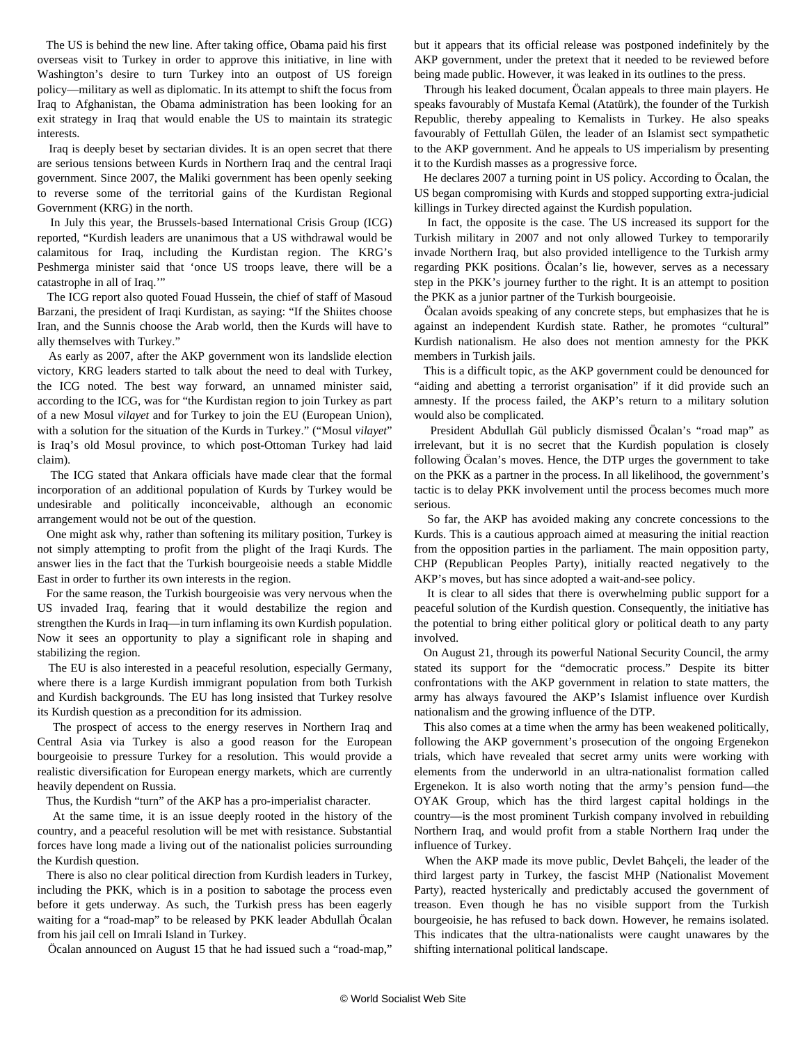The US is behind the new line. After taking office, Obama paid his first overseas visit to Turkey in order to approve this initiative, in line with Washington's desire to turn Turkey into an outpost of US foreign policy—military as well as diplomatic. In its attempt to shift the focus from Iraq to Afghanistan, the Obama administration has been looking for an exit strategy in Iraq that would enable the US to maintain its strategic interests.

Iraq is deeply beset by sectarian divides. It is an open secret that there are serious tensions between Kurds in Northern Iraq and the central Iraqi government. Since 2007, the Maliki government has been openly seeking to reverse some of the territorial gains of the Kurdistan Regional Government (KRG) in the north.

In July this year, the Brussels-based International Crisis Group (ICG) reported, "Kurdish leaders are unanimous that a US withdrawal would be calamitous for Iraq, including the Kurdistan region. The KRG's Peshmerga minister said that 'once US troops leave, there will be a catastrophe in all of Iraq.'"

The ICG report also quoted Fouad Hussein, the chief of staff of Masoud Barzani, the president of Iraqi Kurdistan, as saying: "If the Shiites choose Iran, and the Sunnis choose the Arab world, then the Kurds will have to ally themselves with Turkey."

As early as 2007, after the AKP government won its landslide election victory, KRG leaders started to talk about the need to deal with Turkey, the ICG noted. The best way forward, an unnamed minister said, according to the ICG, was for "the Kurdistan region to join Turkey as part of a new Mosul *vilayet* and for Turkey to join the EU (European Union), with a solution for the situation of the Kurds in Turkey." ("Mosul *vilayet*" is Iraq's old Mosul province, to which post-Ottoman Turkey had laid claim).

The ICG stated that Ankara officials have made clear that the formal incorporation of an additional population of Kurds by Turkey would be undesirable and politically inconceivable, although an economic arrangement would not be out of the question.

One might ask why, rather than softening its military position, Turkey is not simply attempting to profit from the plight of the Iraqi Kurds. The answer lies in the fact that the Turkish bourgeoisie needs a stable Middle East in order to further its own interests in the region.

For the same reason, the Turkish bourgeoisie was very nervous when the US invaded Iraq, fearing that it would destabilize the region and strengthen the Kurds in Iraq—in turn inflaming its own Kurdish population. Now it sees an opportunity to play a significant role in shaping and stabilizing the region.

The EU is also interested in a peaceful resolution, especially Germany, where there is a large Kurdish immigrant population from both Turkish and Kurdish backgrounds. The EU has long insisted that Turkey resolve its Kurdish question as a precondition for its admission.

The prospect of access to the energy reserves in Northern Iraq and Central Asia via Turkey is also a good reason for the European bourgeoisie to pressure Turkey for a resolution. This would provide a realistic diversification for European energy markets, which are currently heavily dependent on Russia.

Thus, the Kurdish "turn" of the AKP has a pro-imperialist character.

At the same time, it is an issue deeply rooted in the history of the country, and a peaceful resolution will be met with resistance. Substantial forces have long made a living out of the nationalist policies surrounding the Kurdish question.

There is also no clear political direction from Kurdish leaders in Turkey, including the PKK, which is in a position to sabotage the process even before it gets underway. As such, the Turkish press has been eagerly waiting for a "road-map" to be released by PKK leader Abdullah Öcalan from his jail cell on Imrali Island in Turkey.

Öcalan announced on August 15 that he had issued such a "road-map," but it appears that its official release was postponed indefinitely by the AKP government, under the pretext that it needed to be reviewed before being made public. However, it was leaked in its outlines to the press.

Through his leaked document, Öcalan appeals to three main players. He speaks favourably of Mustafa Kemal (Atatürk), the founder of the Turkish Republic, thereby appealing to Kemalists in Turkey. He also speaks favourably of Fettullah Gülen, the leader of an Islamist sect sympathetic to the AKP government. And he appeals to US imperialism by presenting it to the Kurdish masses as a progressive force.

He declares 2007 a turning point in US policy. According to Öcalan, the US began compromising with Kurds and stopped supporting extra-judicial killings in Turkey directed against the Kurdish population.

In fact, the opposite is the case. The US increased its support for the Turkish military in 2007 and not only allowed Turkey to temporarily invade Northern Iraq, but also provided intelligence to the Turkish army regarding PKK positions. Öcalan's lie, however, serves as a necessary step in the PKK's journey further to the right. It is an attempt to position the PKK as a junior partner of the Turkish bourgeoisie.

Öcalan avoids speaking of any concrete steps, but emphasizes that he is against an independent Kurdish state. Rather, he promotes "cultural" Kurdish nationalism. He also does not mention amnesty for the PKK members in Turkish jails.

This is a difficult topic, as the AKP government could be denounced for "aiding and abetting a terrorist organisation" if it did provide such an amnesty. If the process failed, the AKP's return to a military solution would also be complicated.

President Abdullah Gül publicly dismissed Öcalan's "road map" as irrelevant, but it is no secret that the Kurdish population is closely following Öcalan's moves. Hence, the DTP urges the government to take on the PKK as a partner in the process. In all likelihood, the government's tactic is to delay PKK involvement until the process becomes much more serious.

So far, the AKP has avoided making any concrete concessions to the Kurds. This is a cautious approach aimed at measuring the initial reaction from the opposition parties in the parliament. The main opposition party, CHP (Republican Peoples Party), initially reacted negatively to the AKP's moves, but has since adopted a wait-and-see policy.

It is clear to all sides that there is overwhelming public support for a peaceful solution of the Kurdish question. Consequently, the initiative has the potential to bring either political glory or political death to any party involved.

On August 21, through its powerful National Security Council, the army stated its support for the "democratic process." Despite its bitter confrontations with the AKP government in relation to state matters, the army has always favoured the AKP's Islamist influence over Kurdish nationalism and the growing influence of the DTP.

This also comes at a time when the army has been weakened politically, following the AKP government's prosecution of the ongoing Ergenekon trials, which have revealed that secret army units were working with elements from the underworld in an ultra-nationalist formation called Ergenekon. It is also worth noting that the army's pension fund—the OYAK Group, which has the third largest capital holdings in the country—is the most prominent Turkish company involved in rebuilding Northern Iraq, and would profit from a stable Northern Iraq under the influence of Turkey.

When the AKP made its move public, Devlet Bahçeli, the leader of the third largest party in Turkey, the fascist MHP (Nationalist Movement Party), reacted hysterically and predictably accused the government of treason. Even though he has no visible support from the Turkish bourgeoisie, he has refused to back down. However, he remains isolated. This indicates that the ultra-nationalists were caught unawares by the shifting international political landscape.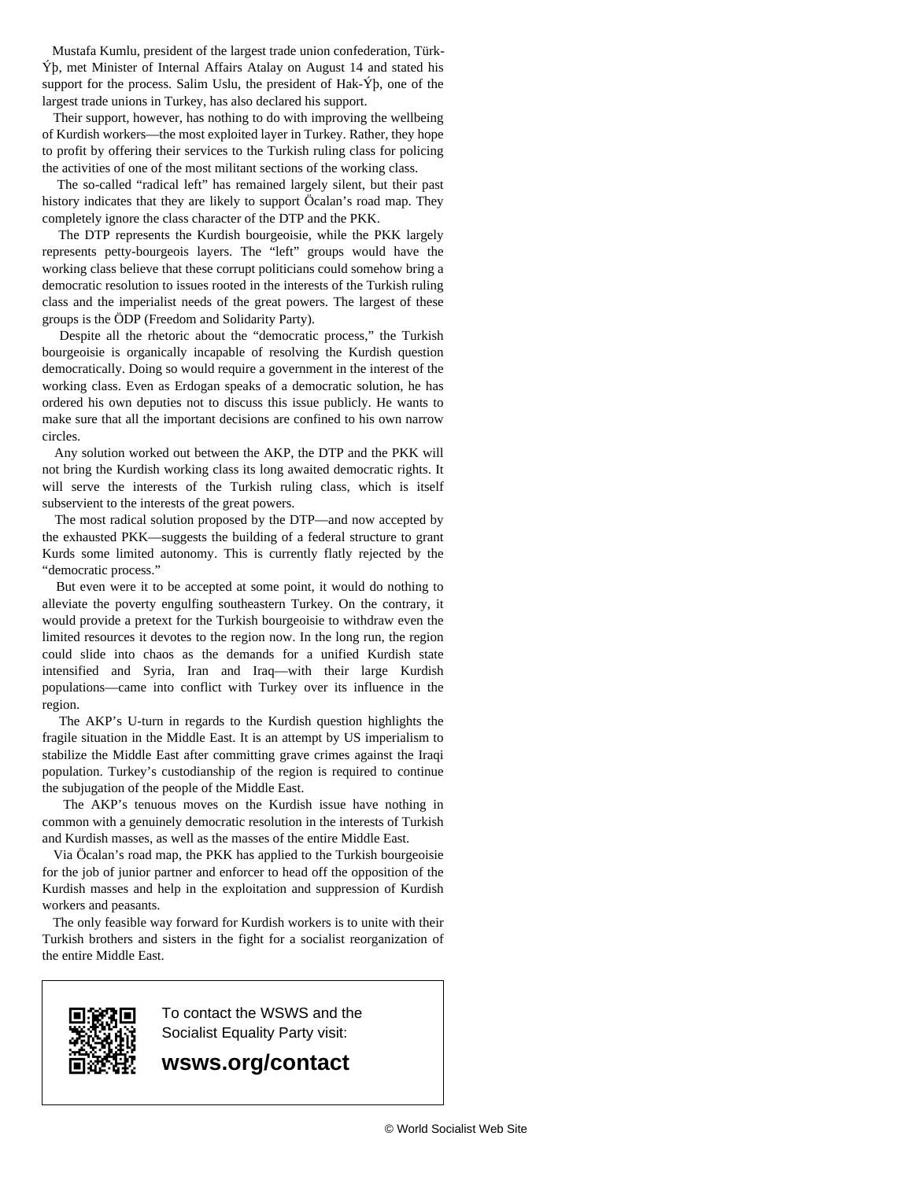Mustafa Kumlu, president of the largest trade union confederation, Türk-Ýþ, met Minister of Internal Affairs Atalay on August 14 and stated his support for the process. Salim Uslu, the president of Hak-Ýþ, one of the largest trade unions in Turkey, has also declared his support.

Their support, however, has nothing to do with improving the wellbeing of Kurdish workers—the most exploited layer in Turkey. Rather, they hope to profit by offering their services to the Turkish ruling class for policing the activities of one of the most militant sections of the working class.

The so-called "radical left" has remained largely silent, but their past history indicates that they are likely to support Öcalan's road map. They completely ignore the class character of the DTP and the PKK.

The DTP represents the Kurdish bourgeoisie, while the PKK largely represents petty-bourgeois layers. The "left" groups would have the working class believe that these corrupt politicians could somehow bring a democratic resolution to issues rooted in the interests of the Turkish ruling class and the imperialist needs of the great powers. The largest of these groups is the ÖDP (Freedom and Solidarity Party).

Despite all the rhetoric about the "democratic process," the Turkish bourgeoisie is organically incapable of resolving the Kurdish question democratically. Doing so would require a government in the interest of the working class. Even as Erdogan speaks of a democratic solution, he has ordered his own deputies not to discuss this issue publicly. He wants to make sure that all the important decisions are confined to his own narrow circles.

Any solution worked out between the AKP, the DTP and the PKK will not bring the Kurdish working class its long awaited democratic rights. It will serve the interests of the Turkish ruling class, which is itself subservient to the interests of the great powers.

The most radical solution proposed by the DTP—and now accepted by the exhausted PKK—suggests the building of a federal structure to grant Kurds some limited autonomy. This is currently flatly rejected by the "democratic process."

But even were it to be accepted at some point, it would do nothing to alleviate the poverty engulfing southeastern Turkey. On the contrary, it would provide a pretext for the Turkish bourgeoisie to withdraw even the limited resources it devotes to the region now. In the long run, the region could slide into chaos as the demands for a unified Kurdish state intensified and Syria, Iran and Iraq—with their large Kurdish populations—came into conflict with Turkey over its influence in the region.

The AKP's U-turn in regards to the Kurdish question highlights the fragile situation in the Middle East. It is an attempt by US imperialism to stabilize the Middle East after committing grave crimes against the Iraqi population. Turkey's custodianship of the region is required to continue the subjugation of the people of the Middle East.

The AKP's tenuous moves on the Kurdish issue have nothing in common with a genuinely democratic resolution in the interests of Turkish and Kurdish masses, as well as the masses of the entire Middle East.

Via Öcalan's road map, the PKK has applied to the Turkish bourgeoisie for the job of junior partner and enforcer to head off the opposition of the Kurdish masses and help in the exploitation and suppression of Kurdish workers and peasants.

The only feasible way forward for Kurdish workers is to unite with their Turkish brothers and sisters in the fight for a socialist reorganization of the entire Middle East.

To contact the WSWS and the Socialist Equality Party visit:

**wsws.org/contact**